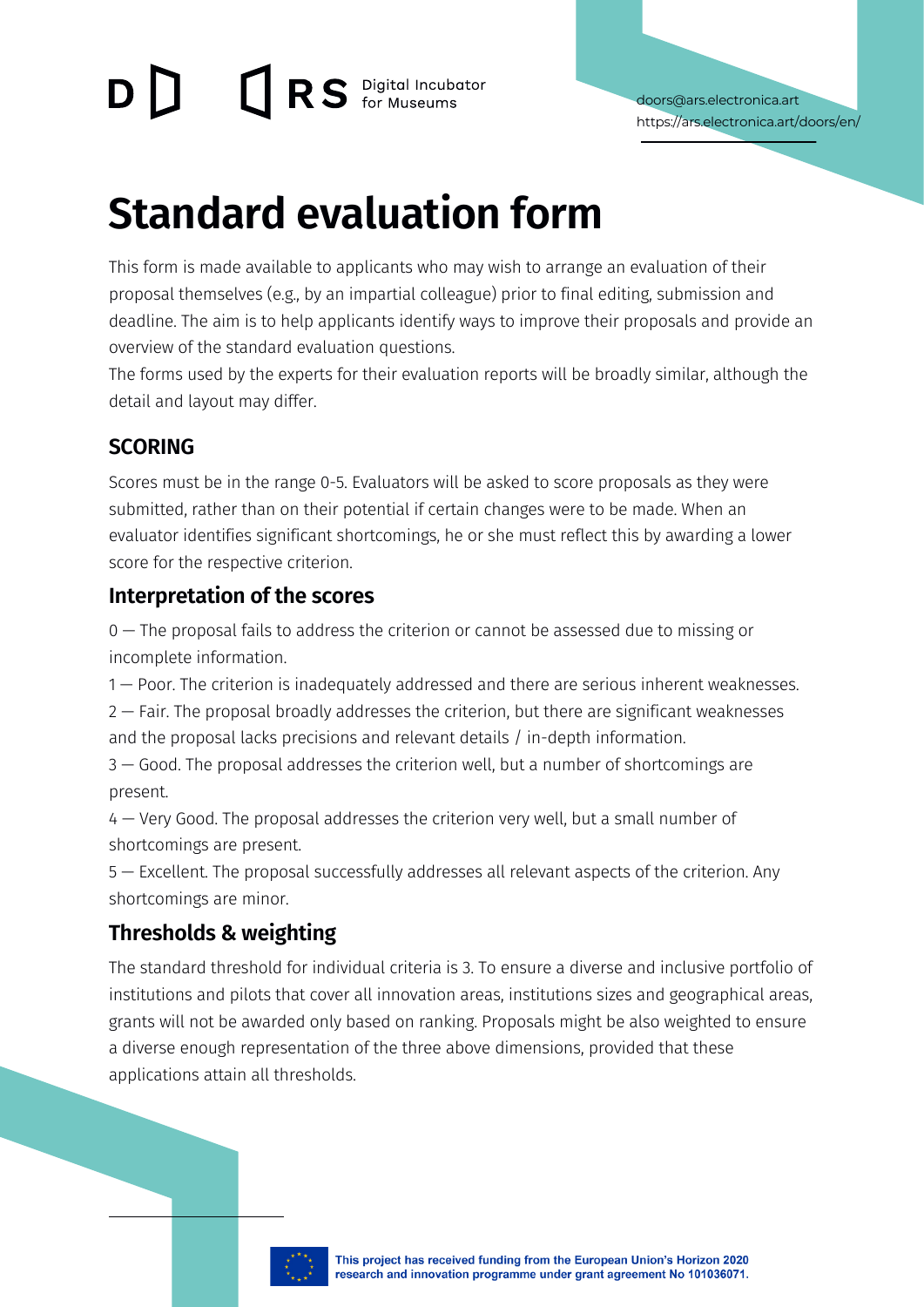doors@ars.electronica.art
https://ars.electronica.art/doors/en/

# Standard evaluation form

This form is made available to applicants who may wish to arrange an evaluation of their proposal themselves (e.g., by an impartial colleague) prior to final editing, submission and deadline. The aim is to help applicants identify ways to improve their proposals and provide an overview of the standard evaluation questions.
The forms used by the experts for their evaluation reports will be broadly similar, although the detail and layout may differ.

## SCORING

Scores must be in the range 0-5. Evaluators will be asked to score proposals as they were submitted, rather than on their potential if certain changes were to be made. When an evaluator identifies significant shortcomings, he or she must reflect this by awarding a lower score for the respective criterion.

### Interpretation of the scores

0 — The proposal fails to address the criterion or cannot be assessed due to missing or incomplete information.
1 — Poor. The criterion is inadequately addressed and there are serious inherent weaknesses.
2 — Fair. The proposal broadly addresses the criterion, but there are significant weaknesses and the proposal lacks precisions and relevant details / in-depth information.
3 — Good. The proposal addresses the criterion well, but a number of shortcomings are present.
4 — Very Good. The proposal addresses the criterion very well, but a small number of shortcomings are present.
5 — Excellent. The proposal successfully addresses all relevant aspects of the criterion. Any shortcomings are minor.

### Thresholds & weighting

The standard threshold for individual criteria is 3. To ensure a diverse and inclusive portfolio of institutions and pilots that cover all innovation areas, institutions sizes and geographical areas, grants will not be awarded only based on ranking. Proposals might be also weighted to ensure a diverse enough representation of the three above dimensions, provided that these applications attain all thresholds.

This project has received funding from the European Union's Horizon 2020 research and innovation programme under grant agreement No 101036071.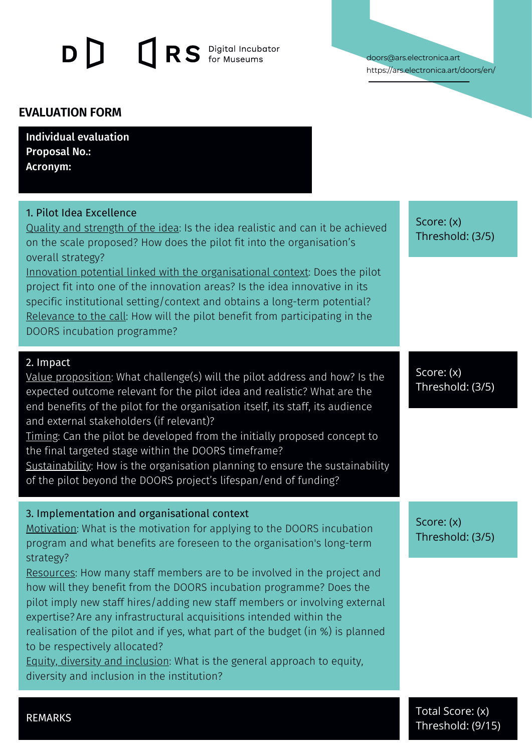DOORS Digital Incubator for Museums

doors@ars.electronica.art
https://ars.electronica.art/doors/en/

## EVALUATION FORM

**Individual evaluation**
**Proposal No.:**
**Acronym:**

### 1. Pilot Idea Excellence

Quality and strength of the idea: Is the idea realistic and can it be achieved on the scale proposed? How does the pilot fit into the organisation's overall strategy?
Innovation potential linked with the organisational context: Does the pilot project fit into one of the innovation areas? Is the idea innovative in its specific institutional setting/context and obtains a long-term potential?
Relevance to the call: How will the pilot benefit from participating in the DOORS incubation programme?

Score: (x)
Threshold: (3/5)

### 2. Impact

Value proposition: What challenge(s) will the pilot address and how? Is the expected outcome relevant for the pilot idea and realistic? What are the end benefits of the pilot for the organisation itself, its staff, its audience and external stakeholders (if relevant)?
Timing: Can the pilot be developed from the initially proposed concept to the final targeted stage within the DOORS timeframe?
Sustainability: How is the organisation planning to ensure the sustainability of the pilot beyond the DOORS project's lifespan/end of funding?

Score: (x)
Threshold: (3/5)

### 3. Implementation and organisational context

Motivation: What is the motivation for applying to the DOORS incubation program and what benefits are foreseen to the organisation's long-term strategy?
Resources: How many staff members are to be involved in the project and how will they benefit from the DOORS incubation programme? Does the pilot imply new staff hires/adding new staff members or involving external expertise? Are any infrastructural acquisitions intended within the realisation of the pilot and if yes, what part of the budget (in %) is planned to be respectively allocated?
Equity, diversity and inclusion: What is the general approach to equity, diversity and inclusion in the institution?

Score: (x)
Threshold: (3/5)

REMARKS

Total Score: (x)
Threshold: (9/15)